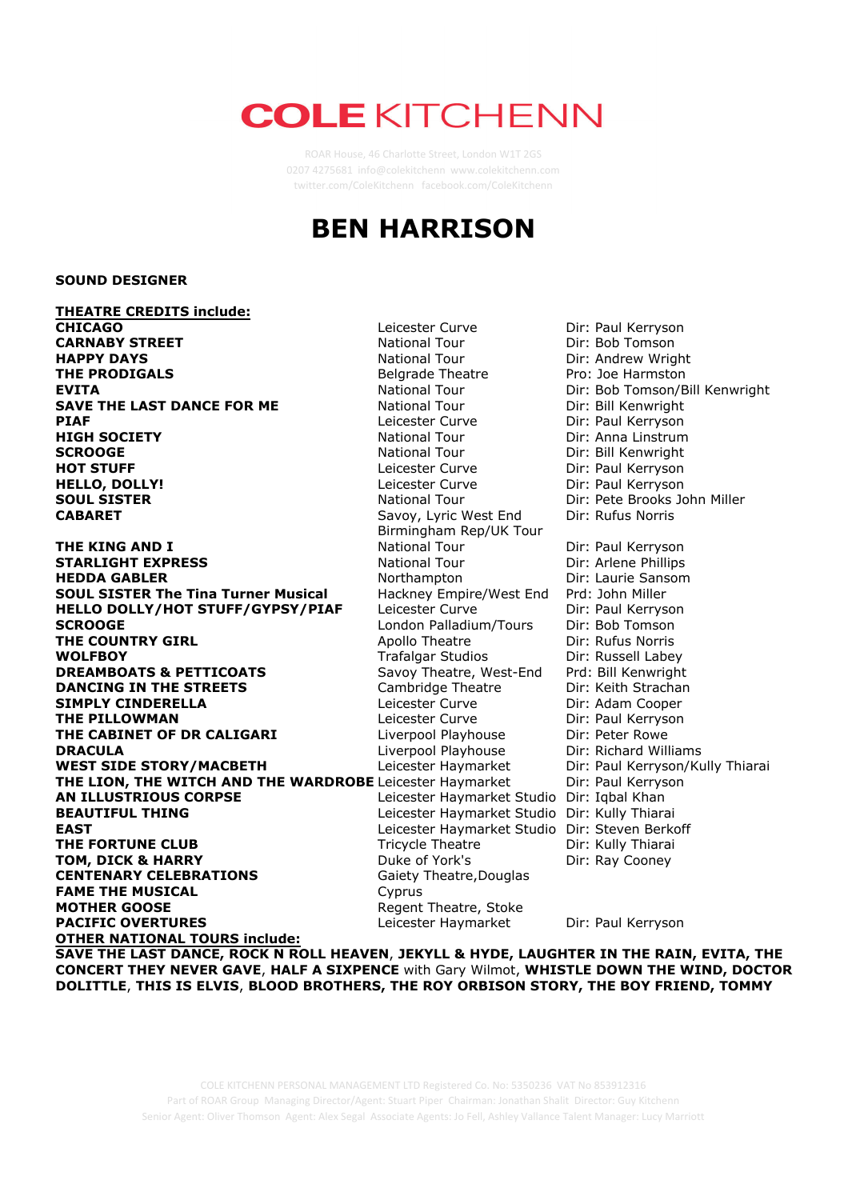# COLE KITCHENN

ROAR House, 46 Charlotte Street, London W1T 2GS
0207 4275681 info@colekitchenn www.colekitchenn.com
twitter.com/ColeKitchenn facebook.com/ColeKitchenn

# BEN HARRISON

**SOUND DESIGNER**

**THEATRE CREDITS include:**

| | | |
|---|---|---|
| **CHICAGO** | Leicester Curve | Dir: Paul Kerryson |
| **CARNABY STREET** | National Tour | Dir: Bob Tomson |
| **HAPPY DAYS** | National Tour | Dir: Andrew Wright |
| **THE PRODIGALS** | Belgrade Theatre | Pro: Joe Harmston |
| **EVITA** | National Tour | Dir: Bob Tomson/Bill Kenwright |
| **SAVE THE LAST DANCE FOR ME** | National Tour | Dir: Bill Kenwright |
| **PIAF** | Leicester Curve | Dir: Paul Kerryson |
| **HIGH SOCIETY** | National Tour | Dir: Anna Linstrum |
| **SCROOGE** | National Tour | Dir: Bill Kenwright |
| **HOT STUFF** | Leicester Curve | Dir: Paul Kerryson |
| **HELLO, DOLLY!** | Leicester Curve | Dir: Paul Kerryson |
| **SOUL SISTER** | National Tour | Dir: Pete Brooks John Miller |
| **CABARET** | Savoy, Lyric West End<br>Birmingham Rep/UK Tour | Dir: Rufus Norris |
| **THE KING AND I** | National Tour | Dir: Paul Kerryson |
| **STARLIGHT EXPRESS** | National Tour | Dir: Arlene Phillips |
| **HEDDA GABLER** | Northampton | Dir: Laurie Sansom |
| **SOUL SISTER The Tina Turner Musical** | Hackney Empire/West End | Prd: John Miller |
| **HELLO DOLLY/HOT STUFF/GYPSY/PIAF** | Leicester Curve | Dir: Paul Kerryson |
| **SCROOGE** | London Palladium/Tours | Dir: Bob Tomson |
| **THE COUNTRY GIRL** | Apollo Theatre | Dir: Rufus Norris |
| **WOLFBOY** | Trafalgar Studios | Dir: Russell Labey |
| **DREAMBOATS & PETTICOATS** | Savoy Theatre, West-End | Prd: Bill Kenwright |
| **DANCING IN THE STREETS** | Cambridge Theatre | Dir: Keith Strachan |
| **SIMPLY CINDERELLA** | Leicester Curve | Dir: Adam Cooper |
| **THE PILLOWMAN** | Leicester Curve | Dir: Paul Kerryson |
| **THE CABINET OF DR CALIGARI** | Liverpool Playhouse | Dir: Peter Rowe |
| **DRACULA** | Liverpool Playhouse | Dir: Richard Williams |
| **WEST SIDE STORY/MACBETH** | Leicester Haymarket | Dir: Paul Kerryson/Kully Thiarai |
| **THE LION, THE WITCH AND THE WARDROBE** | Leicester Haymarket | Dir: Paul Kerryson |
| **AN ILLUSTRIOUS CORPSE** | Leicester Haymarket Studio | Dir: Iqbal Khan |
| **BEAUTIFUL THING** | Leicester Haymarket Studio | Dir: Kully Thiarai |
| **EAST** | Leicester Haymarket Studio | Dir: Steven Berkoff |
| **THE FORTUNE CLUB** | Tricycle Theatre | Dir: Kully Thiarai |
| **TOM, DICK & HARRY** | Duke of York's | Dir: Ray Cooney |
| **CENTENARY CELEBRATIONS** | Gaiety Theatre,Douglas | |
| **FAME THE MUSICAL** | Cyprus | |
| **MOTHER GOOSE** | Regent Theatre, Stoke | |
| **PACIFIC OVERTURES** | Leicester Haymarket | Dir: Paul Kerryson |

**OTHER NATIONAL TOURS include:**

**SAVE THE LAST DANCE, ROCK N ROLL HEAVEN**, **JEKYLL & HYDE, LAUGHTER IN THE RAIN, EVITA, THE CONCERT THEY NEVER GAVE**, **HALF A SIXPENCE** with Gary Wilmot, **WHISTLE DOWN THE WIND, DOCTOR DOLITTLE**, **THIS IS ELVIS**, **BLOOD BROTHERS, THE ROY ORBISON STORY, THE BOY FRIEND, TOMMY**

COLE KITCHENN PERSONAL MANAGEMENT LTD Registered Co. No: 5350236 VAT No 853912316
Part of ROAR Group Managing Director/Agent: Stuart Piper Chairman: Jonathan Shalit Director: Guy Kitchenn
Senior Agent: Oliver Thomson Agent: Alex Segal Associate Agents: Jo Fell, Ashley Vallance Talent Manager: Lucy Marriott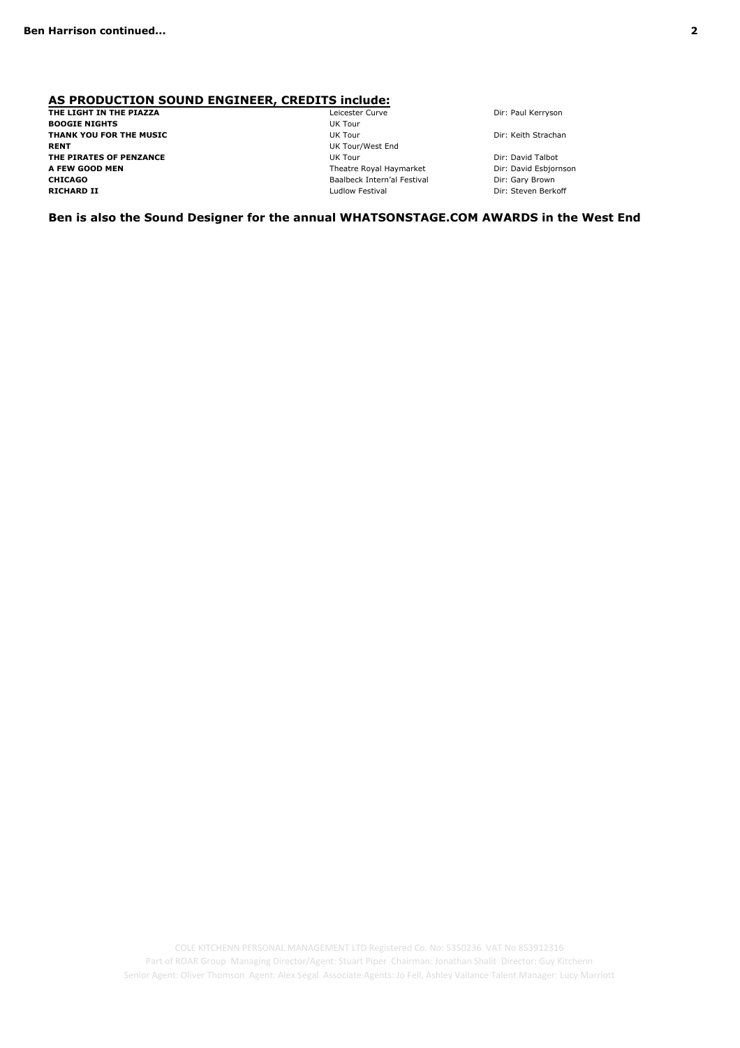## AS PRODUCTION SOUND ENGINEER, CREDITS include:

| | | |
|---|---|---|
| **THE LIGHT IN THE PIAZZA** | Leicester Curve | Dir: Paul Kerryson |
| **BOOGIE NIGHTS** | UK Tour | |
| **THANK YOU FOR THE MUSIC** | UK Tour | Dir: Keith Strachan |
| **RENT** | UK Tour/West End | |
| **THE PIRATES OF PENZANCE** | UK Tour | Dir: David Talbot |
| **A FEW GOOD MEN** | Theatre Royal Haymarket | Dir: David Esbjornson |
| **CHICAGO** | Baalbeck Intern'al Festival | Dir: Gary Brown |
| **RICHARD II** | Ludlow Festival | Dir: Steven Berkoff |

**Ben is also the Sound Designer for the annual WHATSONSTAGE.COM AWARDS in the West End**